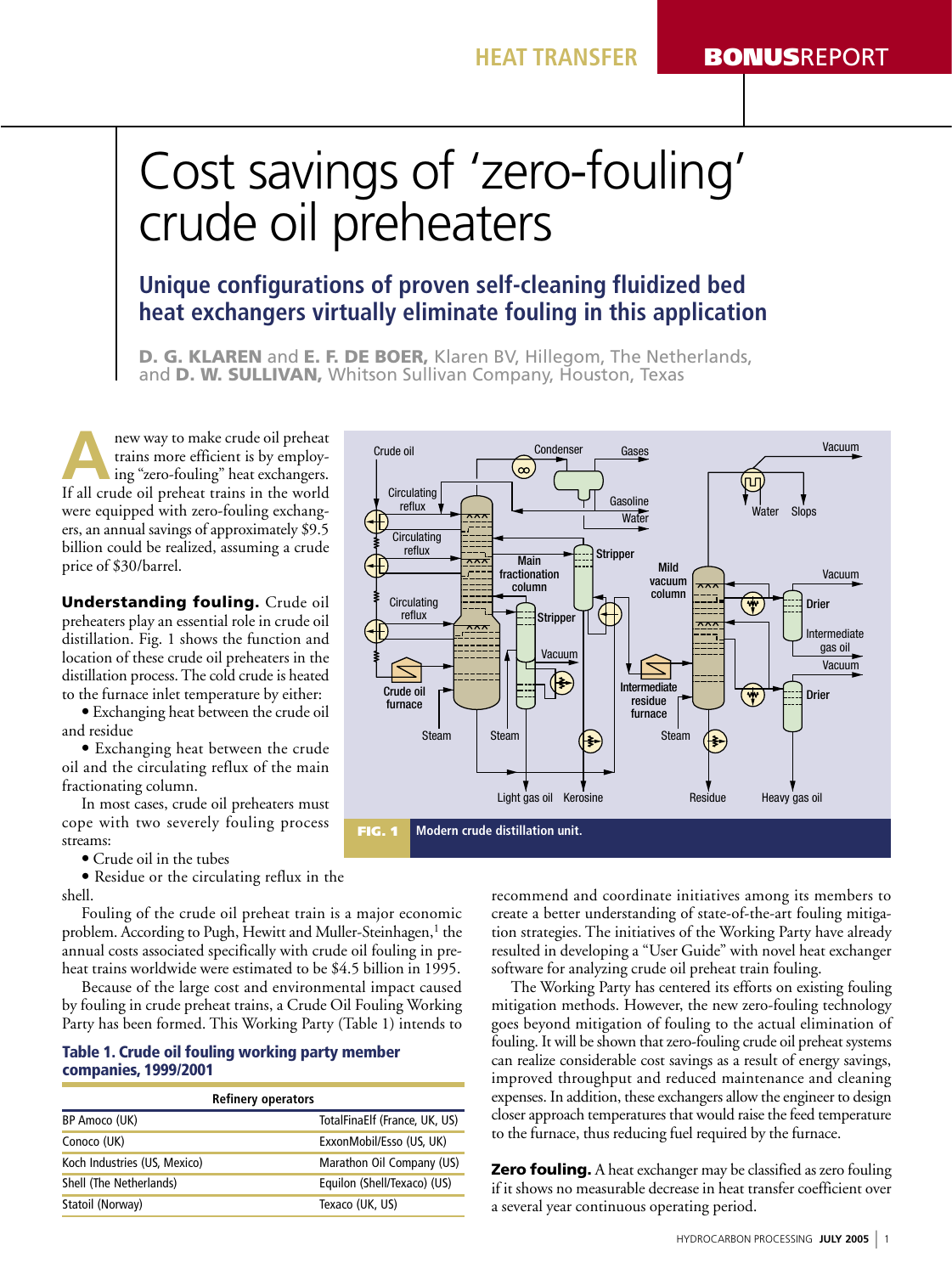# Cost savings of 'zero-fouling' crude oil preheaters

## Unique configurations of proven self-cleaning fluidized bed heat exchangers virtually eliminate fouling in this application

**D. G. KLAREN** and **E. F. DE BOER,** Klaren BV, Hillegom, The Netherlands, and **D. W. SULLIVAN,** Whitson Sullivan Company, Houston, Texas

A new way to make crude oil preheat trains more efficient is by employing "zero-fouling" heat exchangers. If all crude oil preheat trains in the world were equipped with zero-fouling exchangers, an annual savings of approximately $9.5 billion could be realized, assuming a crude price of $30/barrel.

**Understanding fouling.** Crude oil preheaters play an essential role in crude oil distillation. Fig. 1 shows the function and location of these crude oil preheaters in the distillation process. The cold crude is heated to the furnace inlet temperature by either:

- Exchanging heat between the crude oil and residue
- Exchanging heat between the crude oil and the circulating reflux of the main fractionating column.

In most cases, crude oil preheaters must cope with two severely fouling process streams:

- Crude oil in the tubes
- Residue or the circulating reflux in the shell.

**FIG. 1** Modern crude distillation unit.

Fouling of the crude oil preheat train is a major economic problem. According to Pugh, Hewitt and Muller-Steinhagen,[1] the annual costs associated specifically with crude oil fouling in preheat trains worldwide were estimated to be $4.5 billion in 1995.

Because of the large cost and environmental impact caused by fouling in crude preheat trains, a Crude Oil Fouling Working Party has been formed. This Working Party (Table 1) intends to recommend and coordinate initiatives among its members to create a better understanding of state-of-the-art fouling mitigation strategies. The initiatives of the Working Party have already resulted in developing a "User Guide" with novel heat exchanger software for analyzing crude oil preheat train fouling.

**Table 1. Crude oil fouling working party member companies, 1999/2001**

| Refinery operators | |
|---|---|
| BP Amoco (UK) | TotalFinaElf (France, UK, US) |
| Conoco (UK) | ExxonMobil/Esso (US, UK) |
| Koch Industries (US, Mexico) | Marathon Oil Company (US) |
| Shell (The Netherlands) | Equilon (Shell/Texaco) (US) |
| Statoil (Norway) | Texaco (UK, US) |

The Working Party has centered its efforts on existing fouling mitigation methods. However, the new zero-fouling technology goes beyond mitigation of fouling to the actual elimination of fouling. It will be shown that zero-fouling crude oil preheat systems can realize considerable cost savings as a result of energy savings, improved throughput and reduced maintenance and cleaning expenses. In addition, these exchangers allow the engineer to design closer approach temperatures that would raise the feed temperature to the furnace, thus reducing fuel required by the furnace.

**Zero fouling.** A heat exchanger may be classified as zero fouling if it shows no measurable decrease in heat transfer coefficient over a several year continuous operating period.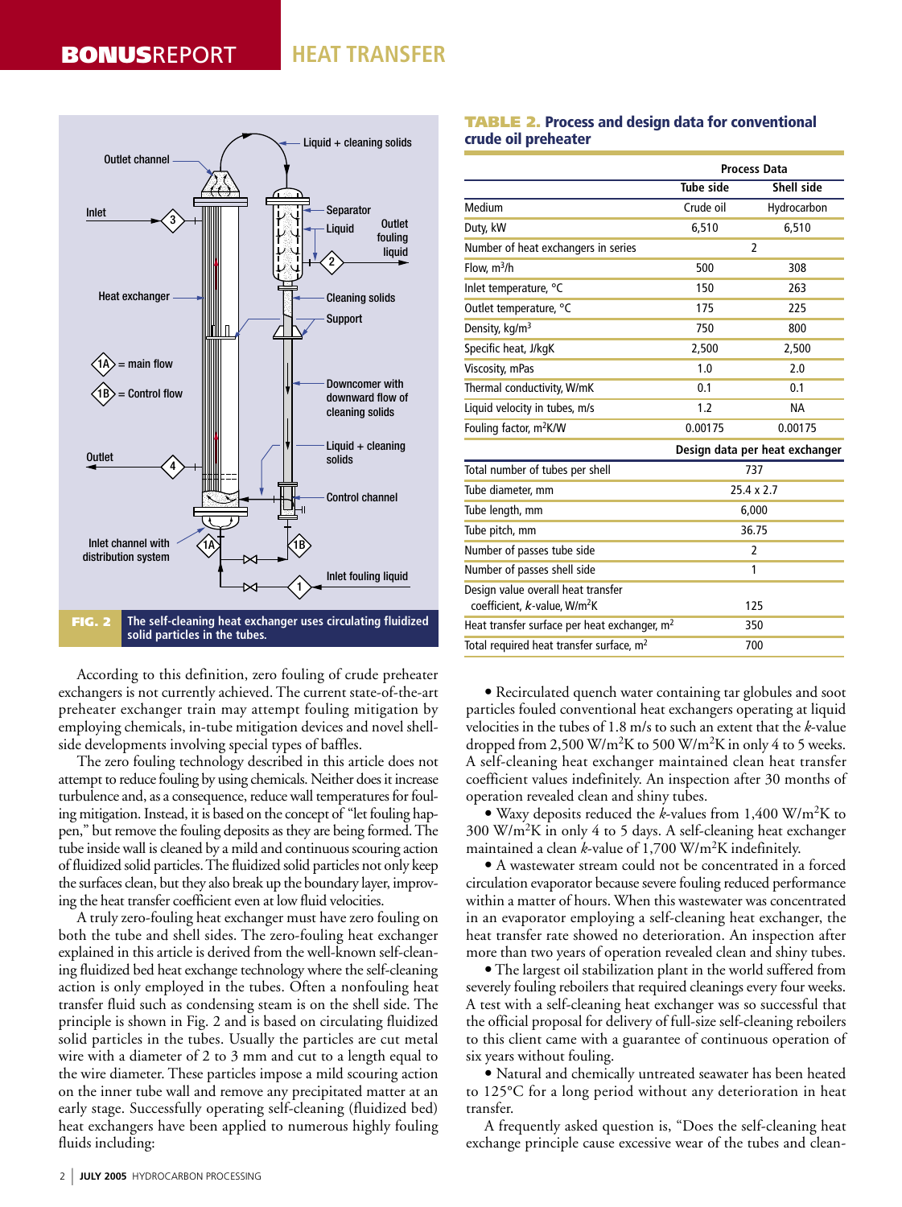**FIG. 2** The self-cleaning heat exchanger uses circulating fluidized solid particles in the tubes.

**TABLE 2. Process and design data for conventional crude oil preheater**

| | Process Data | |
|---|---|---|
| | Tube side | Shell side |
| Medium | Crude oil | Hydrocarbon |
| Duty, kW | 6,510 | 6,510 |
| Number of heat exchangers in series | 2 | |
| Flow, $m^3/h$ | 500 | 308 |
| Inlet temperature, °C | 150 | 263 |
| Outlet temperature, °C | 175 | 225 |
| Density, $kg/m^3$ | 750 | 800 |
| Specific heat, J/kgK | 2,500 | 2,500 |
| Viscosity, mPas | 1.0 | 2.0 |
| Thermal conductivity, W/mK | 0.1 | 0.1 |
| Liquid velocity in tubes, m/s | 1.2 | NA |
| Fouling factor, $m^2K/W$ | 0.00175 | 0.00175 |
| | Design data per heat exchanger | |
| Total number of tubes per shell | 737 | |
| Tube diameter, mm | 25.4 x 2.7 | |
| Tube length, mm | 6,000 | |
| Tube pitch, mm | 36.75 | |
| Number of passes tube side | 2 | |
| Number of passes shell side | 1 | |
| Design value overall heat transfer coefficient, *k*-value, $W/m^2K$ | 125 | |
| Heat transfer surface per heat exchanger, $m^2$ | 350 | |
| Total required heat transfer surface, $m^2$ | 700 | |

According to this definition, zero fouling of crude preheater exchangers is not currently achieved. The current state-of-the-art preheater exchanger train may attempt fouling mitigation by employing chemicals, in-tube mitigation devices and novel shell-side developments involving special types of baffles.

The zero fouling technology described in this article does not attempt to reduce fouling by using chemicals. Neither does it increase turbulence and, as a consequence, reduce wall temperatures for fouling mitigation. Instead, it is based on the concept of "let fouling happen," but remove the fouling deposits as they are being formed. The tube inside wall is cleaned by a mild and continuous scouring action of fluidized solid particles. The fluidized solid particles not only keep the surfaces clean, but they also break up the boundary layer, improving the heat transfer coefficient even at low fluid velocities.

A truly zero-fouling heat exchanger must have zero fouling on both the tube and shell sides. The zero-fouling heat exchanger explained in this article is derived from the well-known self-cleaning fluidized bed heat exchange technology where the self-cleaning action is only employed in the tubes. Often a nonfouling heat transfer fluid such as condensing steam is on the shell side. The principle is shown in Fig. 2 and is based on circulating fluidized solid particles in the tubes. Usually the particles are cut metal wire with a diameter of 2 to 3 mm and cut to a length equal to the wire diameter. These particles impose a mild scouring action on the inner tube wall and remove any precipitated matter at an early stage. Successfully operating self-cleaning (fluidized bed) heat exchangers have been applied to numerous highly fouling fluids including:

- Recirculated quench water containing tar globules and soot particles fouled conventional heat exchangers operating at liquid velocities in the tubes of 1.8 m/s to such an extent that the *k*-value dropped from 2,500 $W/m^2K$ to 500 $W/m^2K$ in only 4 to 5 weeks. A self-cleaning heat exchanger maintained clean heat transfer coefficient values indefinitely. An inspection after 30 months of operation revealed clean and shiny tubes.
- Waxy deposits reduced the *k*-values from 1,400 $W/m^2K$ to 300 $W/m^2K$ in only 4 to 5 days. A self-cleaning heat exchanger maintained a clean *k*-value of 1,700 $W/m^2K$ indefinitely.
- A wastewater stream could not be concentrated in a forced circulation evaporator because severe fouling reduced performance within a matter of hours. When this wastewater was concentrated in an evaporator employing a self-cleaning heat exchanger, the heat transfer rate showed no deterioration. An inspection after more than two years of operation revealed clean and shiny tubes.
- The largest oil stabilization plant in the world suffered from severely fouling reboilers that required cleanings every four weeks. A test with a self-cleaning heat exchanger was so successful that the official proposal for delivery of full-size self-cleaning reboilers to this client came with a guarantee of continuous operation of six years without fouling.
- Natural and chemically untreated seawater has been heated to 125°C for a long period without any deterioration in heat transfer.

A frequently asked question is, "Does the self-cleaning heat exchange principle cause excessive wear of the tubes and clean-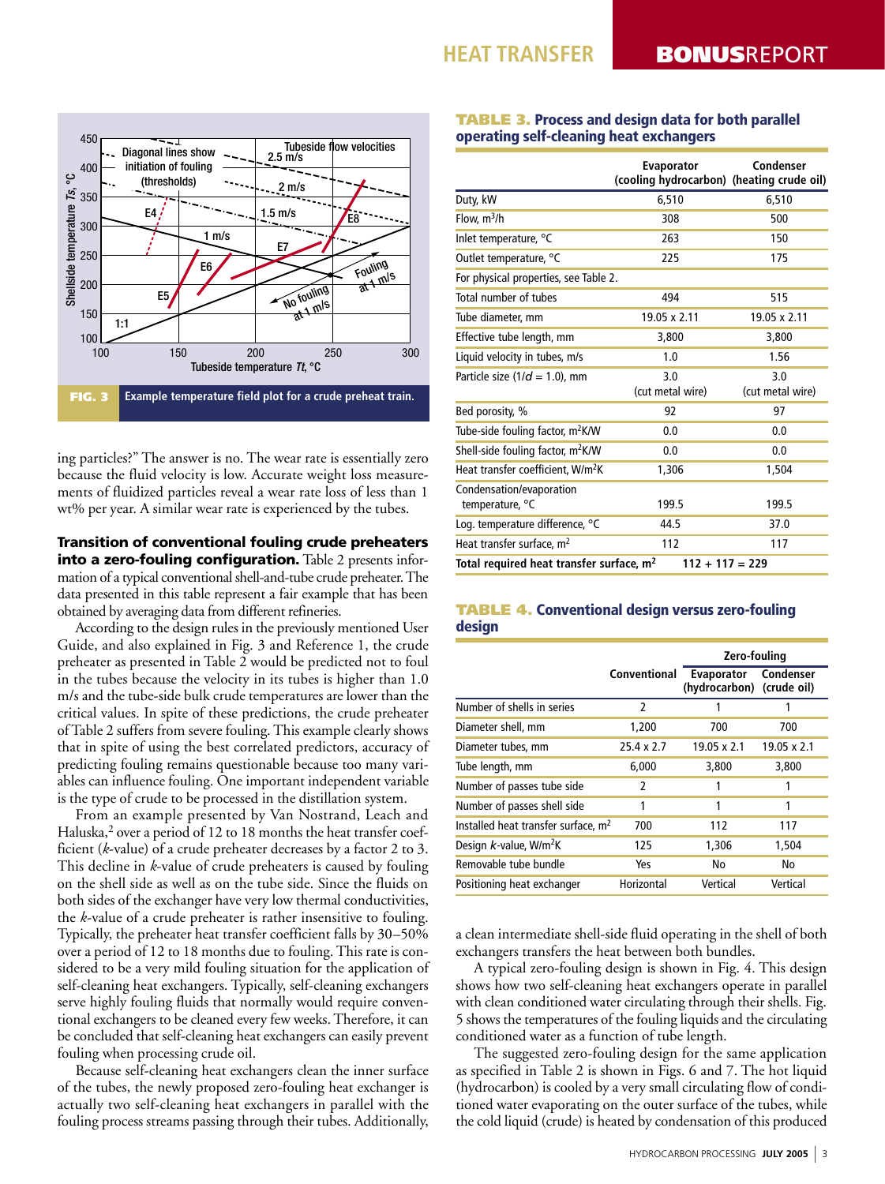**FIG. 3** Example temperature field plot for a crude preheat train.

ing particles?" The answer is no. The wear rate is essentially zero because the fluid velocity is low. Accurate weight loss measurements of fluidized particles reveal a wear rate loss of less than 1 wt% per year. A similar wear rate is experienced by the tubes.

**Transition of conventional fouling crude preheaters into a zero-fouling configuration.** Table 2 presents information of a typical conventional shell-and-tube crude preheater. The data presented in this table represent a fair example that has been obtained by averaging data from different refineries.

According to the design rules in the previously mentioned User Guide, and also explained in Fig. 3 and Reference 1, the crude preheater as presented in Table 2 would be predicted not to foul in the tubes because the velocity in its tubes is higher than 1.0 m/s and the tube-side bulk crude temperatures are lower than the critical values. In spite of these predictions, the crude preheater of Table 2 suffers from severe fouling. This example clearly shows that in spite of using the best correlated predictors, accuracy of predicting fouling remains questionable because too many variables can influence fouling. One important independent variable is the type of crude to be processed in the distillation system.

From an example presented by Van Nostrand, Leach and Haluska,[2] over a period of 12 to 18 months the heat transfer coefficient (*k*-value) of a crude preheater decreases by a factor 2 to 3. This decline in *k*-value of crude preheaters is caused by fouling on the shell side as well as on the tube side. Since the fluids on both sides of the exchanger have very low thermal conductivities, the *k*-value of a crude preheater is rather insensitive to fouling. Typically, the preheater heat transfer coefficient falls by 30–50% over a period of 12 to 18 months due to fouling. This rate is considered to be a very mild fouling situation for the application of self-cleaning heat exchangers. Typically, self-cleaning exchangers serve highly fouling fluids that normally would require conventional exchangers to be cleaned every few weeks. Therefore, it can be concluded that self-cleaning heat exchangers can easily prevent fouling when processing crude oil.

Because self-cleaning heat exchangers clean the inner surface of the tubes, the newly proposed zero-fouling heat exchanger is actually two self-cleaning heat exchangers in parallel with the fouling process streams passing through their tubes. Additionally, a clean intermediate shell-side fluid operating in the shell of both exchangers transfers the heat between both bundles.

A typical zero-fouling design is shown in Fig. 4. This design shows how two self-cleaning heat exchangers operate in parallel with clean conditioned water circulating through their shells. Fig. 5 shows the temperatures of the fouling liquids and the circulating conditioned water as a function of tube length.

The suggested zero-fouling design for the same application as specified in Table 2 is shown in Figs. 6 and 7. The hot liquid (hydrocarbon) is cooled by a very small circulating flow of conditioned water evaporating on the outer surface of the tubes, while the cold liquid (crude) is heated by condensation of this produced

**TABLE 3.** Process and design data for both parallel operating self-cleaning heat exchangers

| | Evaporator (cooling hydrocarbon) | Condenser (heating crude oil) |
|---|---|---|
| Duty, kW | 6,510 | 6,510 |
| Flow, m³/h | 308 | 500 |
| Inlet temperature, °C | 263 | 150 |
| Outlet temperature, °C | 225 | 175 |
| For physical properties, see Table 2. | | |
| Total number of tubes | 494 | 515 |
| Tube diameter, mm | 19.05 x 2.11 | 19.05 x 2.11 |
| Effective tube length, mm | 3,800 | 3,800 |
| Liquid velocity in tubes, m/s | 1.0 | 1.56 |
| Particle size (1/*d* = 1.0), mm | 3.0 (cut metal wire) | 3.0 (cut metal wire) |
| Bed porosity, % | 92 | 97 |
| Tube-side fouling factor, m²K/W | 0.0 | 0.0 |
| Shell-side fouling factor, m²K/W | 0.0 | 0.0 |
| Heat transfer coefficient, W/m²K | 1,306 | 1,504 |
| Condensation/evaporation temperature, °C | 199.5 | 199.5 |
| Log. temperature difference, °C | 44.5 | 37.0 |
| Heat transfer surface, m² | 112 | 117 |
| **Total required heat transfer surface, m²** | **112 + 117 = 229** | |

**TABLE 4.** Conventional design versus zero-fouling design

| | Conventional | Zero-fouling | |
|---|---|---|---|
| | | Evaporator (hydrocarbon) | Condenser (crude oil) |
| Number of shells in series | 2 | 1 | 1 |
| Diameter shell, mm | 1,200 | 700 | 700 |
| Diameter tubes, mm | 25.4 x 2.7 | 19.05 x 2.1 | 19.05 x 2.1 |
| Tube length, mm | 6,000 | 3,800 | 3,800 |
| Number of passes tube side | 2 | 1 | 1 |
| Number of passes shell side | 1 | 1 | 1 |
| Installed heat transfer surface, m² | 700 | 112 | 117 |
| Design *k*-value, W/m²K | 125 | 1,306 | 1,504 |
| Removable tube bundle | Yes | No | No |
| Positioning heat exchanger | Horizontal | Vertical | Vertical |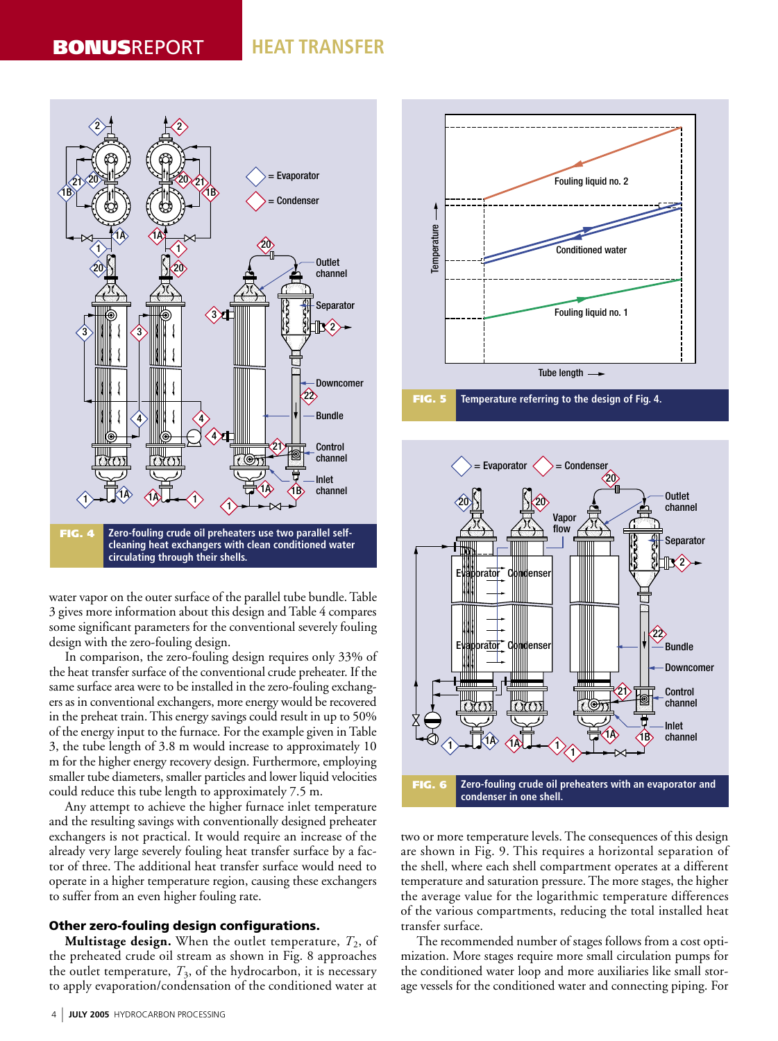**FIG. 4** Zero-fouling crude oil preheaters use two parallel self-cleaning heat exchangers with clean conditioned water circulating through their shells.

**FIG. 5** Temperature referring to the design of Fig. 4.

**FIG. 6** Zero-fouling crude oil preheaters with an evaporator and condenser in one shell.

water vapor on the outer surface of the parallel tube bundle. Table 3 gives more information about this design and Table 4 compares some significant parameters for the conventional severely fouling design with the zero-fouling design.

In comparison, the zero-fouling design requires only 33% of the heat transfer surface of the conventional crude preheater. If the same surface area were to be installed in the zero-fouling exchangers as in conventional exchangers, more energy would be recovered in the preheat train. This energy savings could result in up to 50% of the energy input to the furnace. For the example given in Table 3, the tube length of 3.8 m would increase to approximately 10 m for the higher energy recovery design. Furthermore, employing smaller tube diameters, smaller particles and lower liquid velocities could reduce this tube length to approximately 7.5 m.

Any attempt to achieve the higher furnace inlet temperature and the resulting savings with conventionally designed preheater exchangers is not practical. It would require an increase of the already very large severely fouling heat transfer surface by a factor of three. The additional heat transfer surface would need to operate in a higher temperature region, causing these exchangers to suffer from an even higher fouling rate.

## Other zero-fouling design configurations.

**Multistage design.** When the outlet temperature, $T_2$, of the preheated crude oil stream as shown in Fig. 8 approaches the outlet temperature, $T_3$, of the hydrocarbon, it is necessary to apply evaporation/condensation of the conditioned water at two or more temperature levels. The consequences of this design are shown in Fig. 9. This requires a horizontal separation of the shell, where each shell compartment operates at a different temperature and saturation pressure. The more stages, the higher the average value for the logarithmic temperature differences of the various compartments, reducing the total installed heat transfer surface.

The recommended number of stages follows from a cost optimization. More stages require more small circulation pumps for the conditioned water loop and more auxiliaries like small storage vessels for the conditioned water and connecting piping. For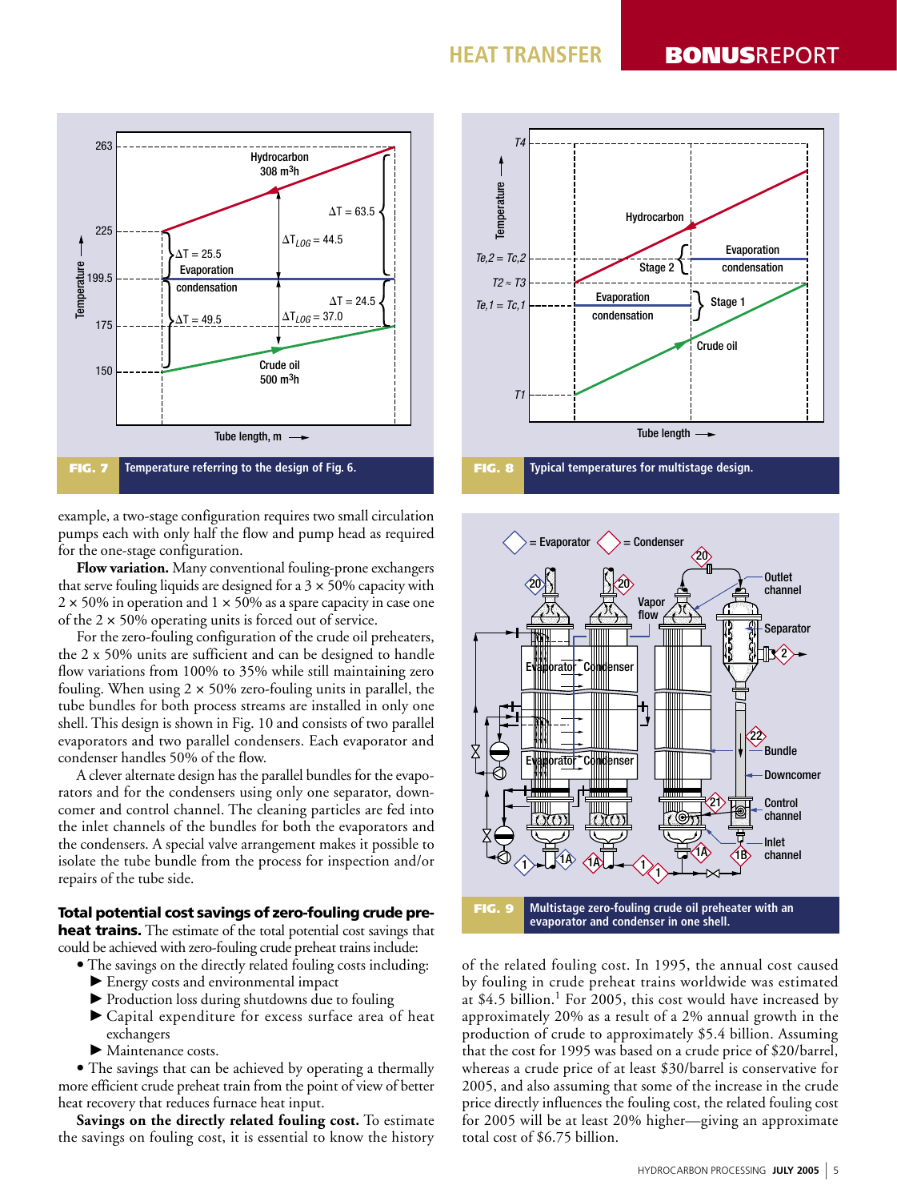FIG. 7 Temperature referring to the design of Fig. 6.

FIG. 8 Typical temperatures for multistage design.

example, a two-stage configuration requires two small circulation pumps each with only half the flow and pump head as required for the one-stage configuration.

**Flow variation.** Many conventional fouling-prone exchangers that serve fouling liquids are designed for a 3 × 50% capacity with 2 × 50% in operation and 1 × 50% as a spare capacity in case one of the 2 × 50% operating units is forced out of service.

For the zero-fouling configuration of the crude oil preheaters, the 2 x 50% units are sufficient and can be designed to handle flow variations from 100% to 35% while still maintaining zero fouling. When using 2 × 50% zero-fouling units in parallel, the tube bundles for both process streams are installed in only one shell. This design is shown in Fig. 10 and consists of two parallel evaporators and two parallel condensers. Each evaporator and condenser handles 50% of the flow.

A clever alternate design has the parallel bundles for the evaporators and for the condensers using only one separator, downcomer and control channel. The cleaning particles are fed into the inlet channels of the bundles for both the evaporators and the condensers. A special valve arrangement makes it possible to isolate the tube bundle from the process for inspection and/or repairs of the tube side.

**Total potential cost savings of zero-fouling crude preheat trains.** The estimate of the total potential cost savings that could be achieved with zero-fouling crude preheat trains include:

- The savings on the directly related fouling costs including:
  - ▶ Energy costs and environmental impact
  - ▶ Production loss during shutdowns due to fouling
  - ▶ Capital expenditure for excess surface area of heat exchangers
  - ▶ Maintenance costs.
- The savings that can be achieved by operating a thermally more efficient crude preheat train from the point of view of better heat recovery that reduces furnace heat input.

**Savings on the directly related fouling cost.** To estimate the savings on fouling cost, it is essential to know the history of the related fouling cost. In 1995, the annual cost caused by fouling in crude preheat trains worldwide was estimated at \$4.5 billion.[1] For 2005, this cost would have increased by approximately 20% as a result of a 2% annual growth in the production of crude to approximately \$5.4 billion. Assuming that the cost for 1995 was based on a crude price of \$20/barrel, whereas a crude price of at least \$30/barrel is conservative for 2005, and also assuming that some of the increase in the crude price directly influences the fouling cost, the related fouling cost for 2005 will be at least 20% higher—giving an approximate total cost of \$6.75 billion.

FIG. 9 Multistage zero-fouling crude oil preheater with an evaporator and condenser in one shell.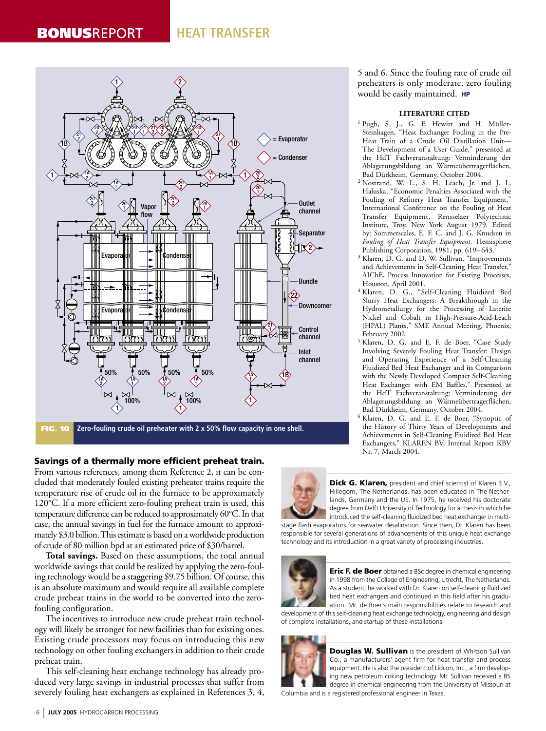FIG. 10 Zero-fouling crude oil preheater with 2 x 50% flow capacity in one shell.

= Evaporator

= Condenser

Vapor flow

Evaporator

Condenser

Evaporator

Condenser

Outlet channel

Separator

Bundle

Downcomer

Control channel

Inlet channel

50%

50%

50%

50%

100%

100%

### Savings of a thermally more efficient preheat train.

From various references, among them Reference 2, it can be concluded that moderately fouled existing preheater trains require the temperature rise of crude oil in the furnace to be approximately 120°C. If a more efficient zero-fouling preheat train is used, this temperature difference can be reduced to approximately 60°C. In that case, the annual savings in fuel for the furnace amount to approximately $3.0 billion. This estimate is based on a worldwide production of crude of 80 million bpd at an estimated price of $30/barrel.

**Total savings.** Based on these assumptions, the total annual worldwide savings that could be realized by applying the zero-fouling technology would be a staggering $9.75 billion. Of course, this is an absolute maximum and would require all available complete crude preheat trains in the world to be converted into the zero-fouling configuration.

The incentives to introduce new crude preheat train technology will likely be stronger for new facilities than for existing ones. Existing crude processors may focus on introducing this new technology on other fouling exchangers in addition to their crude preheat train.

This self-cleaning heat exchange technology has already produced very large savings in industrial processes that suffer from severely fouling heat exchangers as explained in References 3, 4, 5 and 6. Since the fouling rate of crude oil preheaters is only moderate, zero fouling would be easily maintained. **HP**

### LITERATURE CITED

[1] Pugh, S. J., G. F. Hewitt and H. Müller-Steinhagen, "Heat Exchanger Fouling in the Pre-Heat Train of a Crude Oil Distillation Unit—The Development of a User Guide," presented at the HdT Fachveranstaltung: Verminderung der Ablagerungsbildung an Wärmeübertragerflächen, Bad Dürkheim, Germany, October 2004.

[2] Nostrand, W. L., S. H. Leach, Jr. and J. L. Haluska, "Economic Penalties Associated with the Fouling of Refinery Heat Transfer Equipment," International Conference on the Fouling of Heat Transfer Equipment, Rensselaer Polytechnic Institute, Troy, New York August 1979. Edited by: Sommerscales, E. F. C. and J. G. Knudsen in *Fouling of Heat Transfer Equipment,* Hemisphere Publishing Corporation, 1981, pp. 619–643.

[3] Klaren, D. G. and D. W. Sullivan, "Improvements and Achievements in Self-Cleaning Heat Transfer," AIChE, Process Innovation for Existing Processes, Houston, April 2001.

[4] Klaren, D. G., "Self-Cleaning Fluidized Bed Slurry Heat Exchangers: A Breakthrough in the Hydrometallurgy for the Processing of Laterite Nickel and Cobalt in High-Pressure-Acid-Leach (HPAL) Plants," SME Annual Meeting, Phoenix, February 2002.

[5] Klaren, D. G. and E. F. de Boer, "Case Study Involving Severely Fouling Heat Transfer: Design and Operating Experience of a Self-Cleaning Fluidized Bed Heat Exchanger and its Comparison with the Newly Developed Compact Self-Cleaning Heat Exchanger with EM Baffles," Presented at the HdT Fachveranstaltung: Verminderung der Ablagerungsbildung an Wärmeübertragerflächen, Bad Dürkheim, Germany, October 2004.

[6] Klaren, D. G. and E. F. de Boer, "Synoptic of the History of Thirty Years of Developments and Achievements in Self-Cleaning Fluidized Bed Heat Exchangers," KLAREN BV, Internal Report KBV Nr. 7, March 2004.

**Dick G. Klaren,** president and chief scientist of Klaren B.V., Hillegom, The Netherlands, has been educated in The Netherlands, Germany and the US. In 1975, he received his doctorate degree from Delft University of Technology for a thesis in which he introduced the self-cleaning fluidized bed heat exchanger in multistage flash evaporators for seawater desalination. Since then, Dr. Klaren has been responsible for several generations of advancements of this unique heat exchange technology and its introduction in a great variety of processing industries.

**Eric F. de Boer** obtained a BSc degree in chemical engineering in 1998 from the College of Engineering, Utrecht, The Netherlands. As a student, he worked with Dr. Klaren on self-cleaning fluidized bed heat exchangers and continued in this field after graduation. Mr. de Boer's main responsibilities relate to research and development of this self-cleaning heat exchange technology, engineering and design of complete installations, and startup of these installations.

**Douglas W. Sullivan** is the president of Whitson Sullivan Co., a manufacturers' agent firm for heat transfer and process equipment. He is also the president of Lidcon, Inc., a firm developing new petroleum coking technology. Mr. Sullivan received a BS degree in chemical engineering from the University of Missouri at Columbia and is a registered professional engineer in Texas.